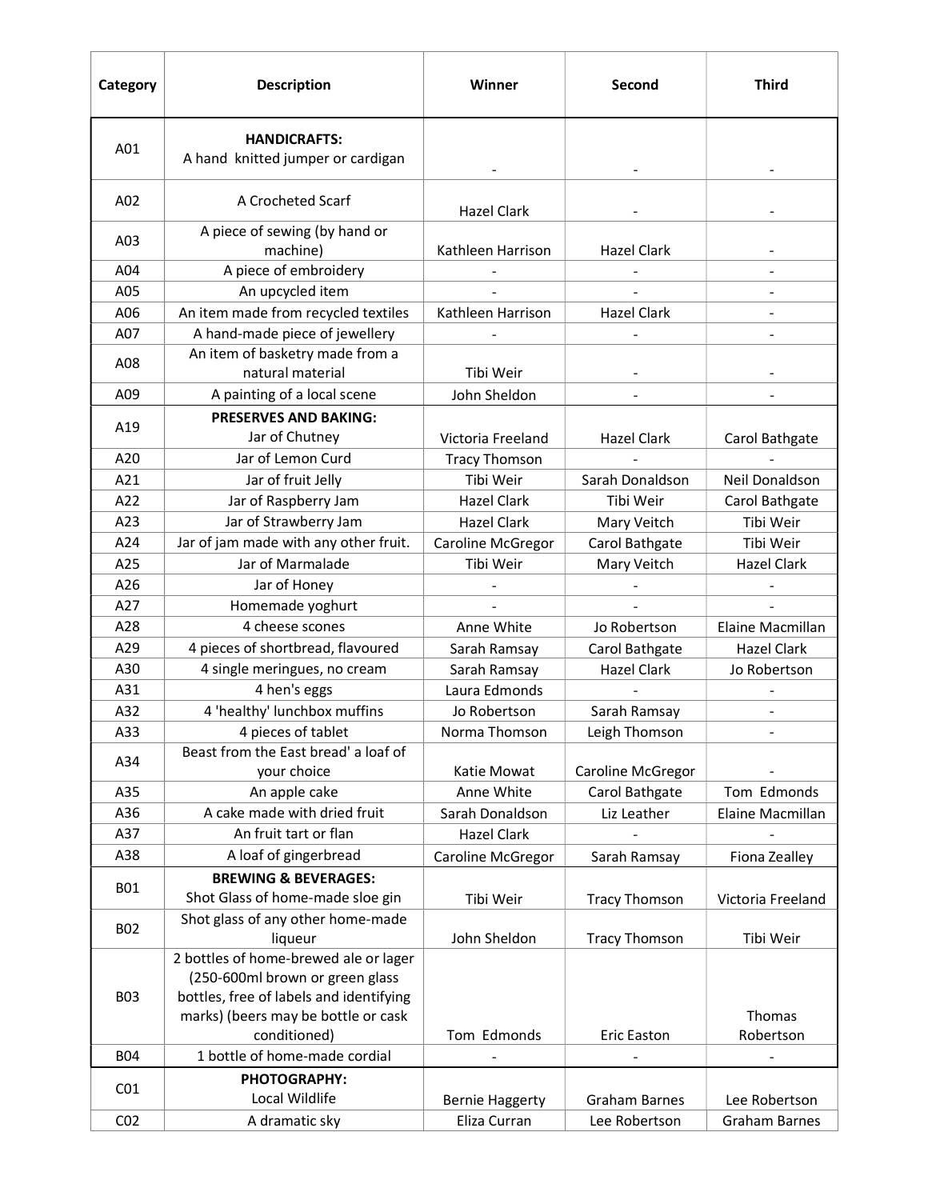| Category | Description | Winner | Second | Third |
|---|---|---|---|---|
| A01 | **HANDICRAFTS:** A hand knitted jumper or cardigan | - | - | - |
| A02 | A Crocheted Scarf | Hazel Clark | - | - |
| A03 | A piece of sewing (by hand or machine) | Kathleen Harrison | Hazel Clark | - |
| A04 | A piece of embroidery | - | - | - |
| A05 | An upcycled item | - | - | - |
| A06 | An item made from recycled textiles | Kathleen Harrison | Hazel Clark | - |
| A07 | A hand-made piece of jewellery | - | - | - |
| A08 | An item of basketry made from a natural material | Tibi Weir | - | - |
| A09 | A painting of a local scene | John Sheldon | - | - |
| A19 | **PRESERVES AND BAKING:** Jar of Chutney | Victoria Freeland | Hazel Clark | Carol Bathgate |
| A20 | Jar of Lemon Curd | Tracy Thomson | - | - |
| A21 | Jar of fruit Jelly | Tibi Weir | Sarah Donaldson | Neil Donaldson |
| A22 | Jar of Raspberry Jam | Hazel Clark | Tibi Weir | Carol Bathgate |
| A23 | Jar of Strawberry Jam | Hazel Clark | Mary Veitch | Tibi Weir |
| A24 | Jar of jam made with any other fruit. | Caroline McGregor | Carol Bathgate | Tibi Weir |
| A25 | Jar of Marmalade | Tibi Weir | Mary Veitch | Hazel Clark |
| A26 | Jar of Honey | - | - | - |
| A27 | Homemade yoghurt | - | - | - |
| A28 | 4 cheese scones | Anne White | Jo Robertson | Elaine Macmillan |
| A29 | 4 pieces of shortbread, flavoured | Sarah Ramsay | Carol Bathgate | Hazel Clark |
| A30 | 4 single meringues, no cream | Sarah Ramsay | Hazel Clark | Jo Robertson |
| A31 | 4 hen's eggs | Laura Edmonds | - | - |
| A32 | 4 'healthy' lunchbox muffins | Jo Robertson | Sarah Ramsay | - |
| A33 | 4 pieces of tablet | Norma Thomson | Leigh Thomson | - |
| A34 | Beast from the East bread' a loaf of your choice | Katie Mowat | Caroline McGregor | - |
| A35 | An apple cake | Anne White | Carol Bathgate | Tom Edmonds |
| A36 | A cake made with dried fruit | Sarah Donaldson | Liz Leather | Elaine Macmillan |
| A37 | An fruit tart or flan | Hazel Clark | - | - |
| A38 | A loaf of gingerbread | Caroline McGregor | Sarah Ramsay | Fiona Zealley |
| B01 | **BREWING & BEVERAGES:** Shot Glass of home-made sloe gin | Tibi Weir | Tracy Thomson | Victoria Freeland |
| B02 | Shot glass of any other home-made liqueur | John Sheldon | Tracy Thomson | Tibi Weir |
| B03 | 2 bottles of home-brewed ale or lager (250-600ml brown or green glass bottles, free of labels and identifying marks) (beers may be bottle or cask conditioned) | Tom Edmonds | Eric Easton | Thomas Robertson |
| B04 | 1 bottle of home-made cordial | - | - | - |
| C01 | **PHOTOGRAPHY:** Local Wildlife | Bernie Haggerty | Graham Barnes | Lee Robertson |
| C02 | A dramatic sky | Eliza Curran | Lee Robertson | Graham Barnes |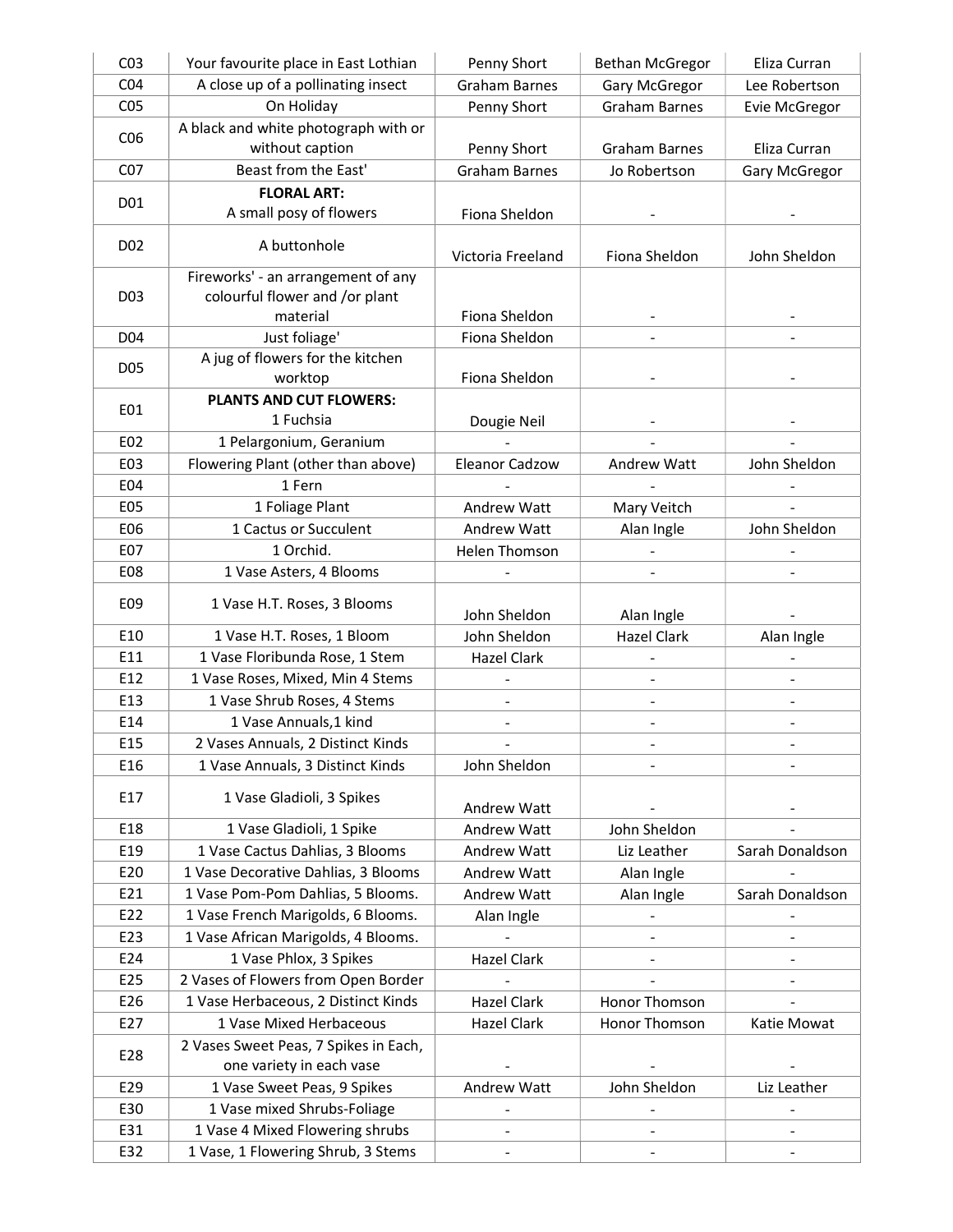| C03 | Your favourite place in East Lothian | Penny Short | Bethan McGregor | Eliza Curran |
|---|---|---|---|---|
| C04 | A close up of a pollinating insect | Graham Barnes | Gary McGregor | Lee Robertson |
| C05 | On Holiday | Penny Short | Graham Barnes | Evie McGregor |
| C06 | A black and white photograph with or without caption | Penny Short | Graham Barnes | Eliza Curran |
| C07 | Beast from the East' | Graham Barnes | Jo Robertson | Gary McGregor |
| D01 | **FLORAL ART:** A small posy of flowers | Fiona Sheldon | - | - |
| D02 | A buttonhole | Victoria Freeland | Fiona Sheldon | John Sheldon |
| D03 | Fireworks' - an arrangement of any colourful flower and /or plant material | Fiona Sheldon | - | - |
| D04 | Just foliage' | Fiona Sheldon | - | - |
| D05 | A jug of flowers for the kitchen worktop | Fiona Sheldon | - | - |
| E01 | **PLANTS AND CUT FLOWERS:** 1 Fuchsia | Dougie Neil | - | - |
| E02 | 1 Pelargonium, Geranium | - | - | - |
| E03 | Flowering Plant (other than above) | Eleanor Cadzow | Andrew Watt | John Sheldon |
| E04 | 1 Fern | - | - | - |
| E05 | 1 Foliage Plant | Andrew Watt | Mary Veitch | - |
| E06 | 1 Cactus or Succulent | Andrew Watt | Alan Ingle | John Sheldon |
| E07 | 1 Orchid. | Helen Thomson | - | - |
| E08 | 1 Vase Asters, 4 Blooms | - | - | - |
| E09 | 1 Vase H.T. Roses, 3 Blooms | John Sheldon | Alan Ingle | - |
| E10 | 1 Vase H.T. Roses, 1 Bloom | John Sheldon | Hazel Clark | Alan Ingle |
| E11 | 1 Vase Floribunda Rose, 1 Stem | Hazel Clark | - | - |
| E12 | 1 Vase Roses, Mixed, Min 4 Stems | - | - | - |
| E13 | 1 Vase Shrub Roses, 4 Stems | - | - | - |
| E14 | 1 Vase Annuals,1 kind | - | - | - |
| E15 | 2 Vases Annuals, 2 Distinct Kinds | - | - | - |
| E16 | 1 Vase Annuals, 3 Distinct Kinds | John Sheldon | - | - |
| E17 | 1 Vase Gladioli, 3 Spikes | Andrew Watt | - | - |
| E18 | 1 Vase Gladioli, 1 Spike | Andrew Watt | John Sheldon | - |
| E19 | 1 Vase Cactus Dahlias, 3 Blooms | Andrew Watt | Liz Leather | Sarah Donaldson |
| E20 | 1 Vase Decorative Dahlias, 3 Blooms | Andrew Watt | Alan Ingle | - |
| E21 | 1 Vase Pom-Pom Dahlias, 5 Blooms. | Andrew Watt | Alan Ingle | Sarah Donaldson |
| E22 | 1 Vase French Marigolds, 6 Blooms. | Alan Ingle | - | - |
| E23 | 1 Vase African Marigolds, 4 Blooms. | - | - | - |
| E24 | 1 Vase Phlox, 3 Spikes | Hazel Clark | - | - |
| E25 | 2 Vases of Flowers from Open Border | - | - | - |
| E26 | 1 Vase Herbaceous, 2 Distinct Kinds | Hazel Clark | Honor Thomson | - |
| E27 | 1 Vase Mixed Herbaceous | Hazel Clark | Honor Thomson | Katie Mowat |
| E28 | 2 Vases Sweet Peas, 7 Spikes in Each, one variety in each vase | - | - | - |
| E29 | 1 Vase Sweet Peas, 9 Spikes | Andrew Watt | John Sheldon | Liz Leather |
| E30 | 1 Vase mixed Shrubs-Foliage | - | - | - |
| E31 | 1 Vase 4 Mixed Flowering shrubs | - | - | - |
| E32 | 1 Vase, 1 Flowering Shrub, 3 Stems | - | - | - |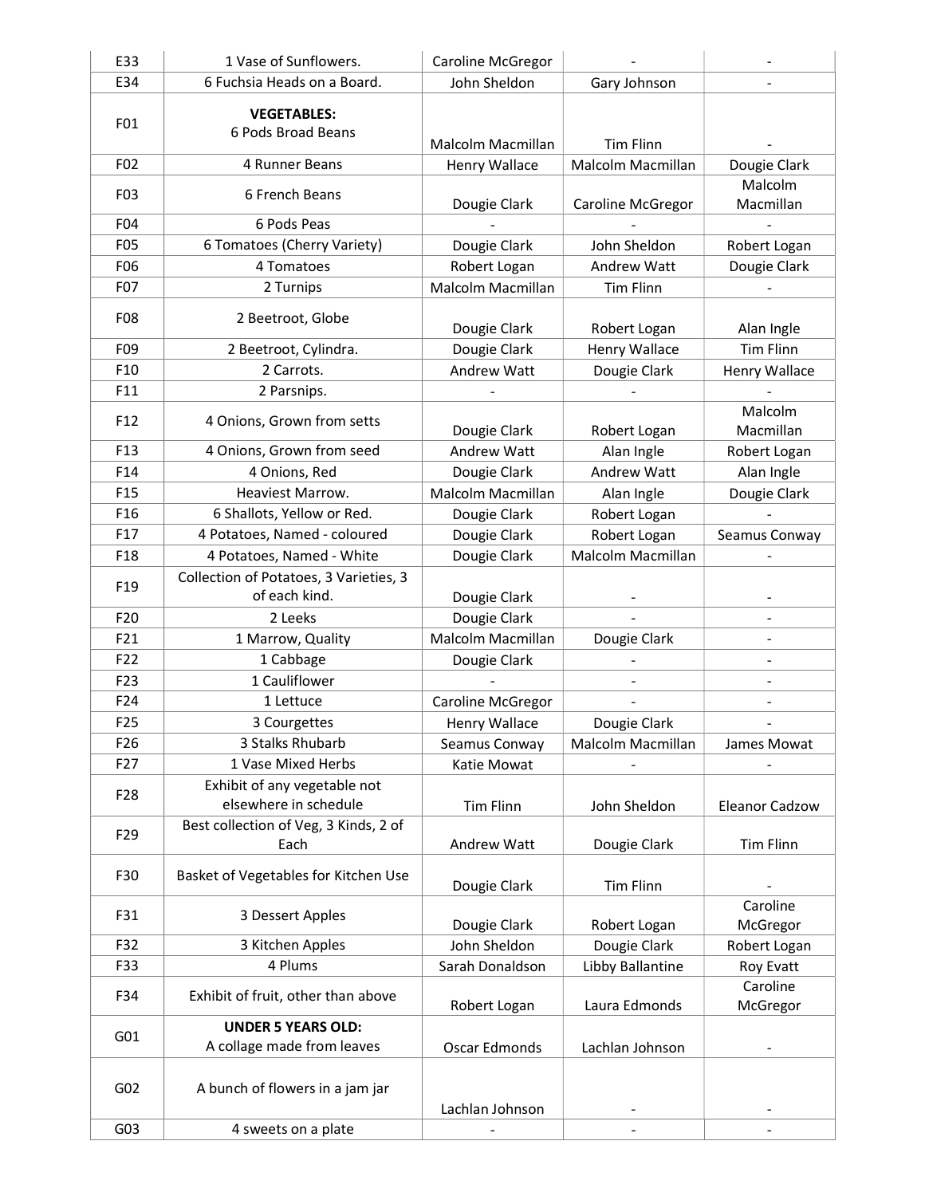| | | | | |
|---|---|---|---|---|
| E33 | 1 Vase of Sunflowers. | Caroline McGregor | - | - |
| E34 | 6 Fuchsia Heads on a Board. | John Sheldon | Gary Johnson | - |
| F01 | **VEGETABLES:** 6 Pods Broad Beans | Malcolm Macmillan | Tim Flinn | - |
| F02 | 4 Runner Beans | Henry Wallace | Malcolm Macmillan | Dougie Clark |
| F03 | 6 French Beans | Dougie Clark | Caroline McGregor | Malcolm Macmillan |
| F04 | 6 Pods Peas | - | - | - |
| F05 | 6 Tomatoes (Cherry Variety) | Dougie Clark | John Sheldon | Robert Logan |
| F06 | 4 Tomatoes | Robert Logan | Andrew Watt | Dougie Clark |
| F07 | 2 Turnips | Malcolm Macmillan | Tim Flinn | - |
| F08 | 2 Beetroot, Globe | Dougie Clark | Robert Logan | Alan Ingle |
| F09 | 2 Beetroot, Cylindra. | Dougie Clark | Henry Wallace | Tim Flinn |
| F10 | 2 Carrots. | Andrew Watt | Dougie Clark | Henry Wallace |
| F11 | 2 Parsnips. | - | - | - |
| F12 | 4 Onions, Grown from setts | Dougie Clark | Robert Logan | Malcolm Macmillan |
| F13 | 4 Onions, Grown from seed | Andrew Watt | Alan Ingle | Robert Logan |
| F14 | 4 Onions, Red | Dougie Clark | Andrew Watt | Alan Ingle |
| F15 | Heaviest Marrow. | Malcolm Macmillan | Alan Ingle | Dougie Clark |
| F16 | 6 Shallots, Yellow or Red. | Dougie Clark | Robert Logan | - |
| F17 | 4 Potatoes, Named - coloured | Dougie Clark | Robert Logan | Seamus Conway |
| F18 | 4 Potatoes, Named - White | Dougie Clark | Malcolm Macmillan | - |
| F19 | Collection of Potatoes, 3 Varieties, 3 of each kind. | Dougie Clark | - | - |
| F20 | 2 Leeks | Dougie Clark | - | - |
| F21 | 1 Marrow, Quality | Malcolm Macmillan | Dougie Clark | - |
| F22 | 1 Cabbage | Dougie Clark | - | - |
| F23 | 1 Cauliflower | - | - | - |
| F24 | 1 Lettuce | Caroline McGregor | - | - |
| F25 | 3 Courgettes | Henry Wallace | Dougie Clark | - |
| F26 | 3 Stalks Rhubarb | Seamus Conway | Malcolm Macmillan | James Mowat |
| F27 | 1 Vase Mixed Herbs | Katie Mowat | - | - |
| F28 | Exhibit of any vegetable not elsewhere in schedule | Tim Flinn | John Sheldon | Eleanor Cadzow |
| F29 | Best collection of Veg, 3 Kinds, 2 of Each | Andrew Watt | Dougie Clark | Tim Flinn |
| F30 | Basket of Vegetables for Kitchen Use | Dougie Clark | Tim Flinn | - |
| F31 | 3 Dessert Apples | Dougie Clark | Robert Logan | Caroline McGregor |
| F32 | 3 Kitchen Apples | John Sheldon | Dougie Clark | Robert Logan |
| F33 | 4 Plums | Sarah Donaldson | Libby Ballantine | Roy Evatt |
| F34 | Exhibit of fruit, other than above | Robert Logan | Laura Edmonds | Caroline McGregor |
| G01 | **UNDER 5 YEARS OLD:** A collage made from leaves | Oscar Edmonds | Lachlan Johnson | - |
| G02 | A bunch of flowers in a jam jar | Lachlan Johnson | - | - |
| G03 | 4 sweets on a plate | - | - | - |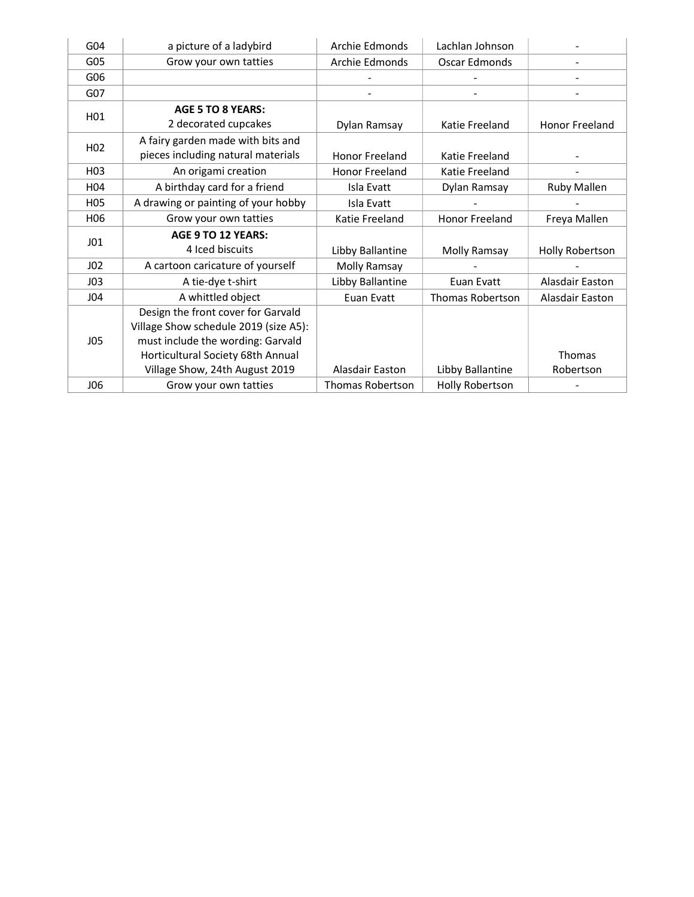| | | | | |
|---|---|---|---|---|
| G04 | a picture of a ladybird | Archie Edmonds | Lachlan Johnson | - |
| G05 | Grow your own tatties | Archie Edmonds | Oscar Edmonds | - |
| G06 | | - | - | - |
| G07 | | - | - | - |
| H01 | **AGE 5 TO 8 YEARS:** 2 decorated cupcakes | Dylan Ramsay | Katie Freeland | Honor Freeland |
| H02 | A fairy garden made with bits and pieces including natural materials | Honor Freeland | Katie Freeland | - |
| H03 | An origami creation | Honor Freeland | Katie Freeland | - |
| H04 | A birthday card for a friend | Isla Evatt | Dylan Ramsay | Ruby Mallen |
| H05 | A drawing or painting of your hobby | Isla Evatt | - | - |
| H06 | Grow your own tatties | Katie Freeland | Honor Freeland | Freya Mallen |
| J01 | **AGE 9 TO 12 YEARS:** 4 Iced biscuits | Libby Ballantine | Molly Ramsay | Holly Robertson |
| J02 | A cartoon caricature of yourself | Molly Ramsay | - | - |
| J03 | A tie-dye t-shirt | Libby Ballantine | Euan Evatt | Alasdair Easton |
| J04 | A whittled object | Euan Evatt | Thomas Robertson | Alasdair Easton |
| J05 | Design the front cover for Garvald Village Show schedule 2019 (size A5): must include the wording: Garvald Horticultural Society 68th Annual Village Show, 24th August 2019 | Alasdair Easton | Libby Ballantine | Thomas Robertson |
| J06 | Grow your own tatties | Thomas Robertson | Holly Robertson | - |